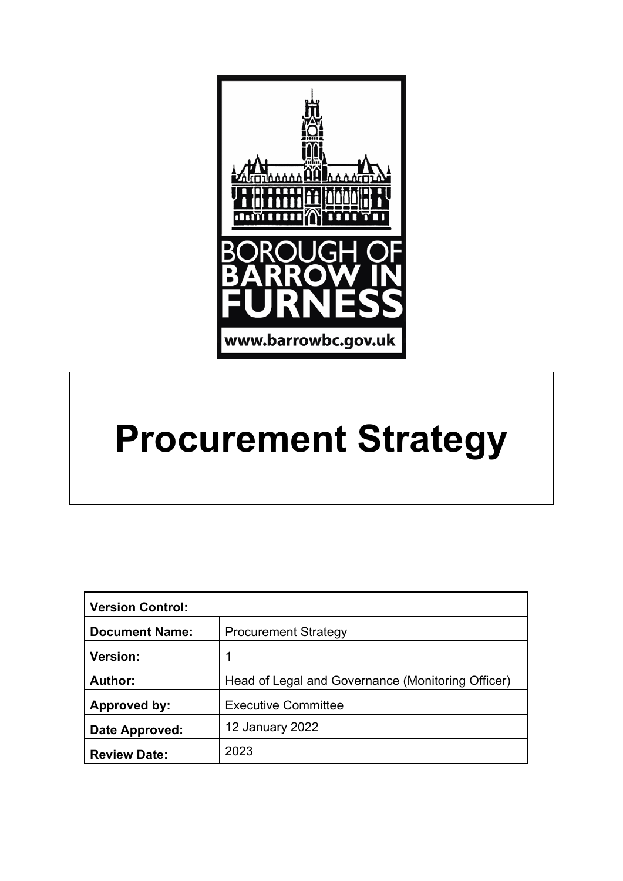BOROUGH OF BARROW IN FURNESS

www.barrowbc.gov.uk

# Procurement Strategy

| **Version Control:** | |
|---|---|
| **Document Name:** | Procurement Strategy |
| **Version:** | 1 |
| **Author:** | Head of Legal and Governance (Monitoring Officer) |
| **Approved by:** | Executive Committee |
| **Date Approved:** | 12 January 2022 |
| **Review Date:** | 2023 |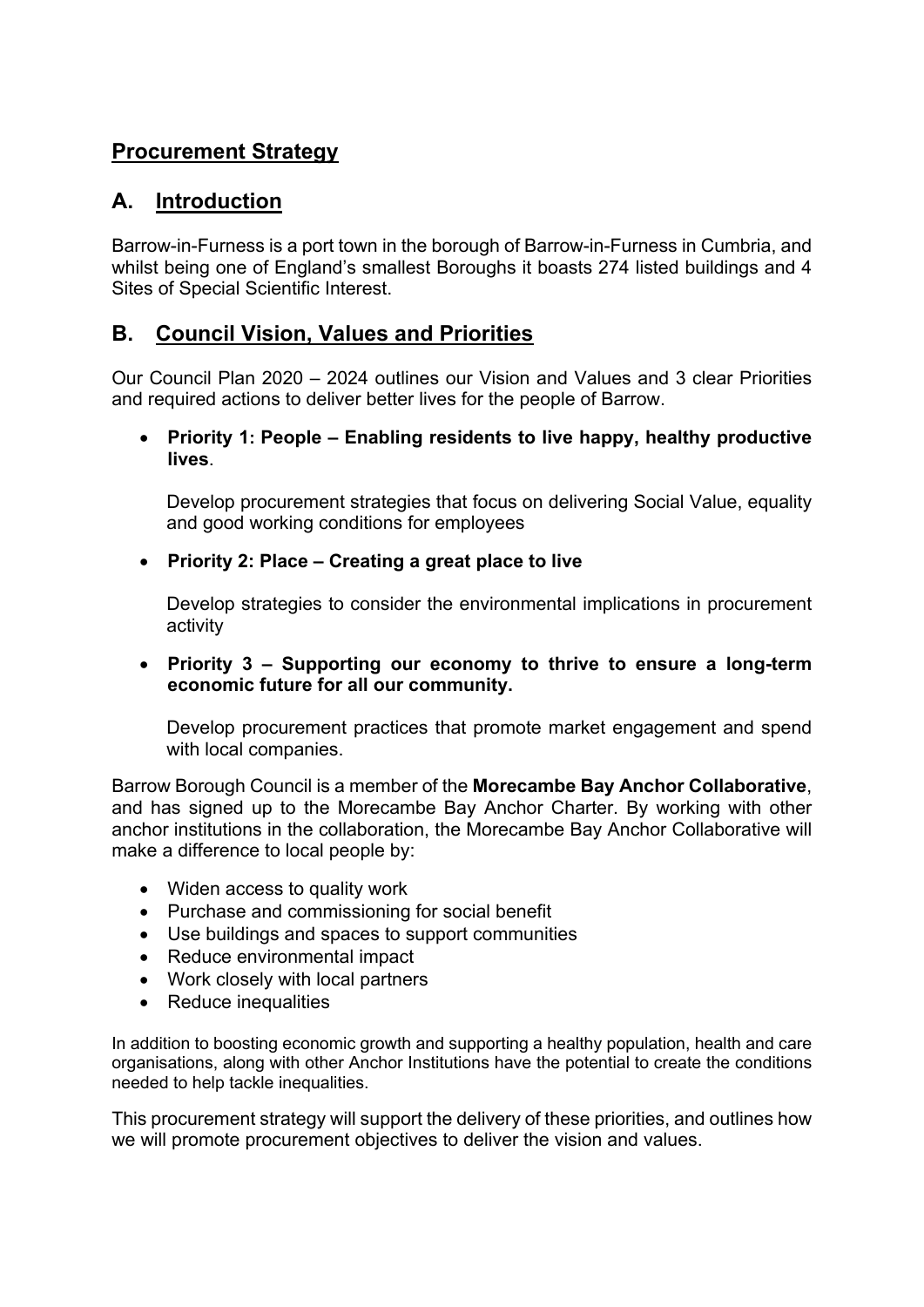## Procurement Strategy

## A. Introduction

Barrow-in-Furness is a port town in the borough of Barrow-in-Furness in Cumbria, and whilst being one of England's smallest Boroughs it boasts 274 listed buildings and 4 Sites of Special Scientific Interest.

## B. Council Vision, Values and Priorities

Our Council Plan 2020 – 2024 outlines our Vision and Values and 3 clear Priorities and required actions to deliver better lives for the people of Barrow.

- **Priority 1: People – Enabling residents to live happy, healthy productive lives**.

  Develop procurement strategies that focus on delivering Social Value, equality and good working conditions for employees

- **Priority 2: Place – Creating a great place to live**

  Develop strategies to consider the environmental implications in procurement activity

- **Priority 3 – Supporting our economy to thrive to ensure a long-term economic future for all our community.**

  Develop procurement practices that promote market engagement and spend with local companies.

Barrow Borough Council is a member of the **Morecambe Bay Anchor Collaborative**, and has signed up to the Morecambe Bay Anchor Charter. By working with other anchor institutions in the collaboration, the Morecambe Bay Anchor Collaborative will make a difference to local people by:

- Widen access to quality work
- Purchase and commissioning for social benefit
- Use buildings and spaces to support communities
- Reduce environmental impact
- Work closely with local partners
- Reduce inequalities

In addition to boosting economic growth and supporting a healthy population, health and care organisations, along with other Anchor Institutions have the potential to create the conditions needed to help tackle inequalities.

This procurement strategy will support the delivery of these priorities, and outlines how we will promote procurement objectives to deliver the vision and values.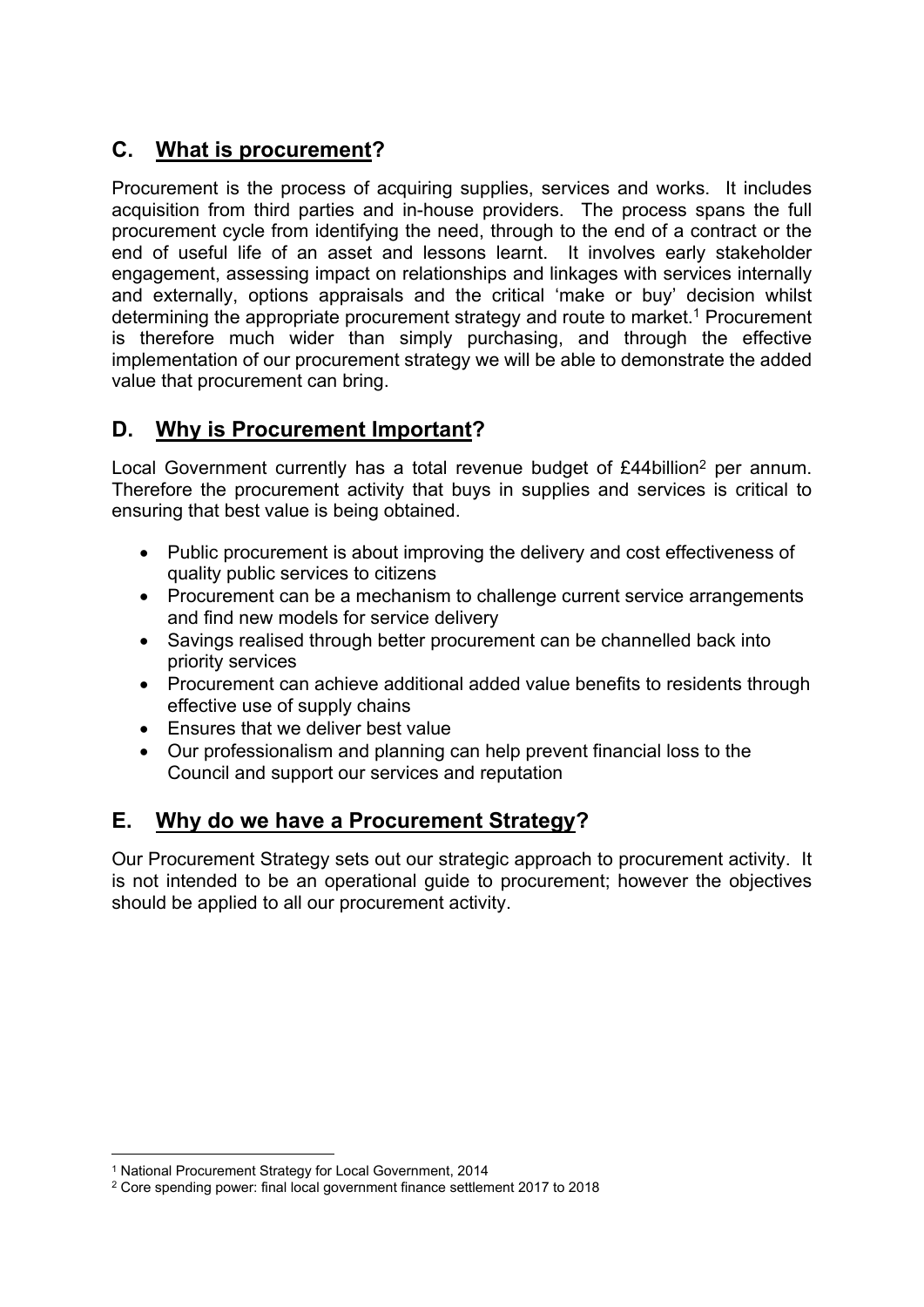## C. What is procurement?

Procurement is the process of acquiring supplies, services and works. It includes acquisition from third parties and in-house providers. The process spans the full procurement cycle from identifying the need, through to the end of a contract or the end of useful life of an asset and lessons learnt. It involves early stakeholder engagement, assessing impact on relationships and linkages with services internally and externally, options appraisals and the critical 'make or buy' decision whilst determining the appropriate procurement strategy and route to market.[1] Procurement is therefore much wider than simply purchasing, and through the effective implementation of our procurement strategy we will be able to demonstrate the added value that procurement can bring.

## D. Why is Procurement Important?

Local Government currently has a total revenue budget of £44billion[2] per annum. Therefore the procurement activity that buys in supplies and services is critical to ensuring that best value is being obtained.

- Public procurement is about improving the delivery and cost effectiveness of quality public services to citizens
- Procurement can be a mechanism to challenge current service arrangements and find new models for service delivery
- Savings realised through better procurement can be channelled back into priority services
- Procurement can achieve additional added value benefits to residents through effective use of supply chains
- Ensures that we deliver best value
- Our professionalism and planning can help prevent financial loss to the Council and support our services and reputation

## E. Why do we have a Procurement Strategy?

Our Procurement Strategy sets out our strategic approach to procurement activity. It is not intended to be an operational guide to procurement; however the objectives should be applied to all our procurement activity.

---

[1] National Procurement Strategy for Local Government, 2014

[2] Core spending power: final local government finance settlement 2017 to 2018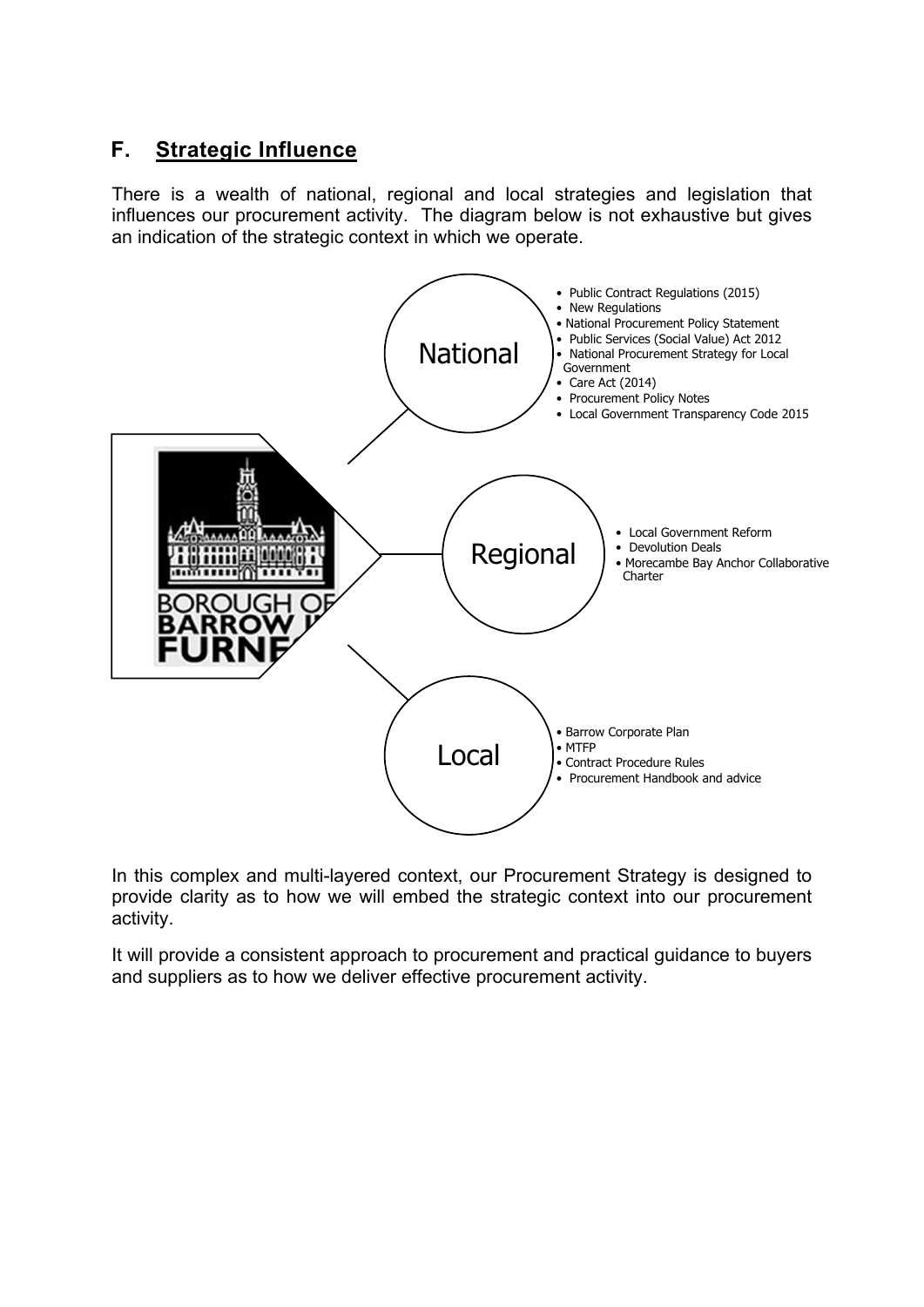## F. Strategic Influence

There is a wealth of national, regional and local strategies and legislation that influences our procurement activity. The diagram below is not exhaustive but gives an indication of the strategic context in which we operate.

**National**

- Public Contract Regulations (2015)
- New Regulations
- National Procurement Policy Statement
- Public Services (Social Value) Act 2012
- National Procurement Strategy for Local Government
- Care Act (2014)
- Procurement Policy Notes
- Local Government Transparency Code 2015

**Regional**

- Local Government Reform
- Devolution Deals
- Morecambe Bay Anchor Collaborative Charter

**Local**

- Barrow Corporate Plan
- MTFP
- Contract Procedure Rules
- Procurement Handbook and advice

In this complex and multi-layered context, our Procurement Strategy is designed to provide clarity as to how we will embed the strategic context into our procurement activity.

It will provide a consistent approach to procurement and practical guidance to buyers and suppliers as to how we deliver effective procurement activity.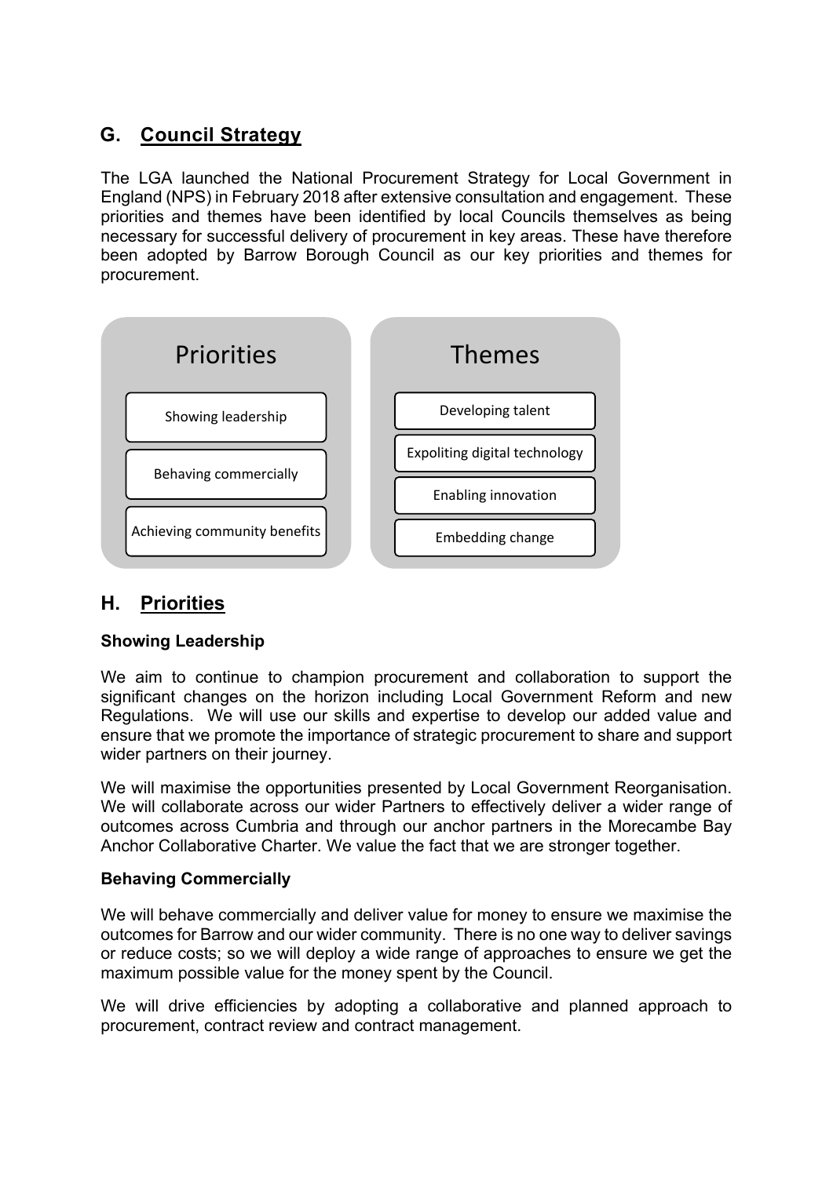## G. Council Strategy

The LGA launched the National Procurement Strategy for Local Government in England (NPS) in February 2018 after extensive consultation and engagement. These priorities and themes have been identified by local Councils themselves as being necessary for successful delivery of procurement in key areas. These have therefore been adopted by Barrow Borough Council as our key priorities and themes for procurement.

| Priorities | Themes |
| --- | --- |
| Showing leadership | Developing talent |
| Behaving commercially | Expoliting digital technology |
| Achieving community benefits | Enabling innovation |
| | Embedding change |

## H. Priorities

**Showing Leadership**

We aim to continue to champion procurement and collaboration to support the significant changes on the horizon including Local Government Reform and new Regulations. We will use our skills and expertise to develop our added value and ensure that we promote the importance of strategic procurement to share and support wider partners on their journey.

We will maximise the opportunities presented by Local Government Reorganisation. We will collaborate across our wider Partners to effectively deliver a wider range of outcomes across Cumbria and through our anchor partners in the Morecambe Bay Anchor Collaborative Charter. We value the fact that we are stronger together.

**Behaving Commercially**

We will behave commercially and deliver value for money to ensure we maximise the outcomes for Barrow and our wider community. There is no one way to deliver savings or reduce costs; so we will deploy a wide range of approaches to ensure we get the maximum possible value for the money spent by the Council.

We will drive efficiencies by adopting a collaborative and planned approach to procurement, contract review and contract management.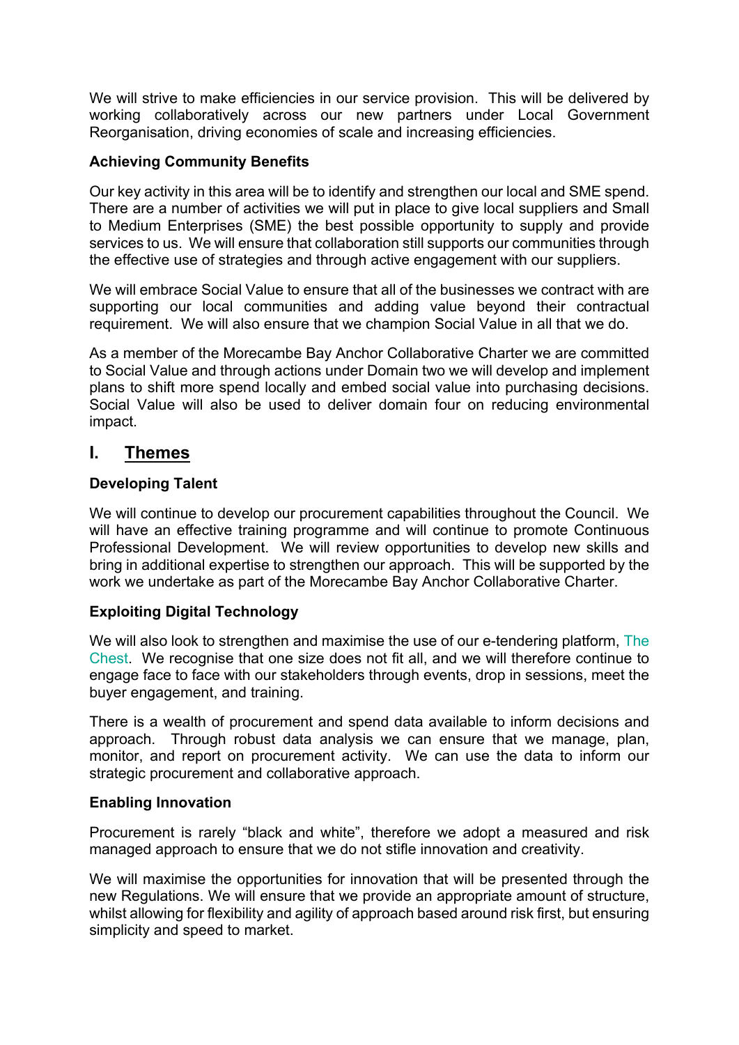We will strive to make efficiencies in our service provision. This will be delivered by working collaboratively across our new partners under Local Government Reorganisation, driving economies of scale and increasing efficiencies.

**Achieving Community Benefits**

Our key activity in this area will be to identify and strengthen our local and SME spend. There are a number of activities we will put in place to give local suppliers and Small to Medium Enterprises (SME) the best possible opportunity to supply and provide services to us. We will ensure that collaboration still supports our communities through the effective use of strategies and through active engagement with our suppliers.

We will embrace Social Value to ensure that all of the businesses we contract with are supporting our local communities and adding value beyond their contractual requirement. We will also ensure that we champion Social Value in all that we do.

As a member of the Morecambe Bay Anchor Collaborative Charter we are committed to Social Value and through actions under Domain two we will develop and implement plans to shift more spend locally and embed social value into purchasing decisions. Social Value will also be used to deliver domain four on reducing environmental impact.

## I. Themes

**Developing Talent**

We will continue to develop our procurement capabilities throughout the Council. We will have an effective training programme and will continue to promote Continuous Professional Development. We will review opportunities to develop new skills and bring in additional expertise to strengthen our approach. This will be supported by the work we undertake as part of the Morecambe Bay Anchor Collaborative Charter.

**Exploiting Digital Technology**

We will also look to strengthen and maximise the use of our e-tendering platform, The Chest. We recognise that one size does not fit all, and we will therefore continue to engage face to face with our stakeholders through events, drop in sessions, meet the buyer engagement, and training.

There is a wealth of procurement and spend data available to inform decisions and approach. Through robust data analysis we can ensure that we manage, plan, monitor, and report on procurement activity. We can use the data to inform our strategic procurement and collaborative approach.

**Enabling Innovation**

Procurement is rarely "black and white", therefore we adopt a measured and risk managed approach to ensure that we do not stifle innovation and creativity.

We will maximise the opportunities for innovation that will be presented through the new Regulations. We will ensure that we provide an appropriate amount of structure, whilst allowing for flexibility and agility of approach based around risk first, but ensuring simplicity and speed to market.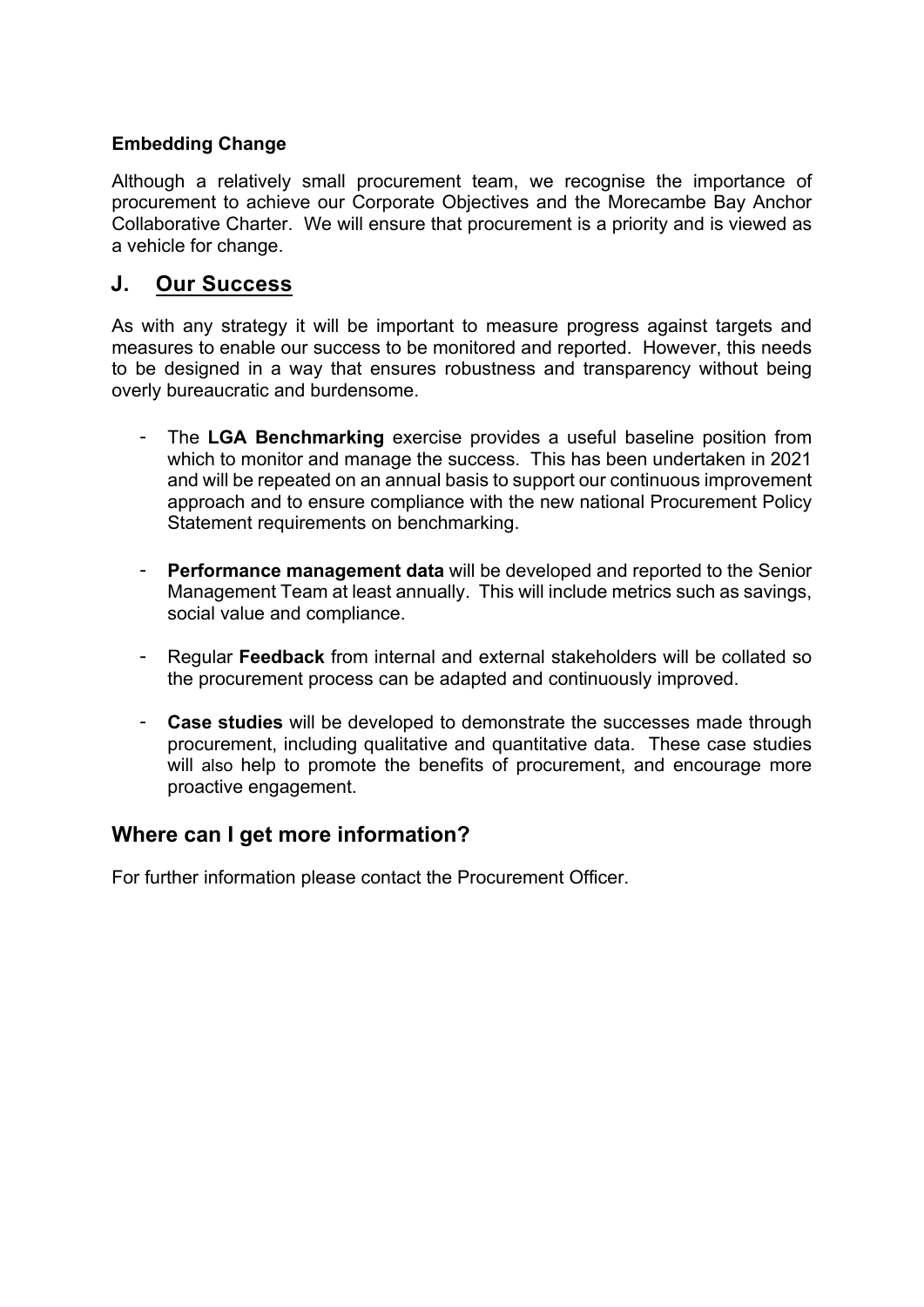**Embedding Change**

Although a relatively small procurement team, we recognise the importance of procurement to achieve our Corporate Objectives and the Morecambe Bay Anchor Collaborative Charter. We will ensure that procurement is a priority and is viewed as a vehicle for change.

## J. Our Success

As with any strategy it will be important to measure progress against targets and measures to enable our success to be monitored and reported. However, this needs to be designed in a way that ensures robustness and transparency without being overly bureaucratic and burdensome.

- The **LGA Benchmarking** exercise provides a useful baseline position from which to monitor and manage the success. This has been undertaken in 2021 and will be repeated on an annual basis to support our continuous improvement approach and to ensure compliance with the new national Procurement Policy Statement requirements on benchmarking.

- **Performance management data** will be developed and reported to the Senior Management Team at least annually. This will include metrics such as savings, social value and compliance.

- Regular **Feedback** from internal and external stakeholders will be collated so the procurement process can be adapted and continuously improved.

- **Case studies** will be developed to demonstrate the successes made through procurement, including qualitative and quantitative data. These case studies will also help to promote the benefits of procurement, and encourage more proactive engagement.

## Where can I get more information?

For further information please contact the Procurement Officer.